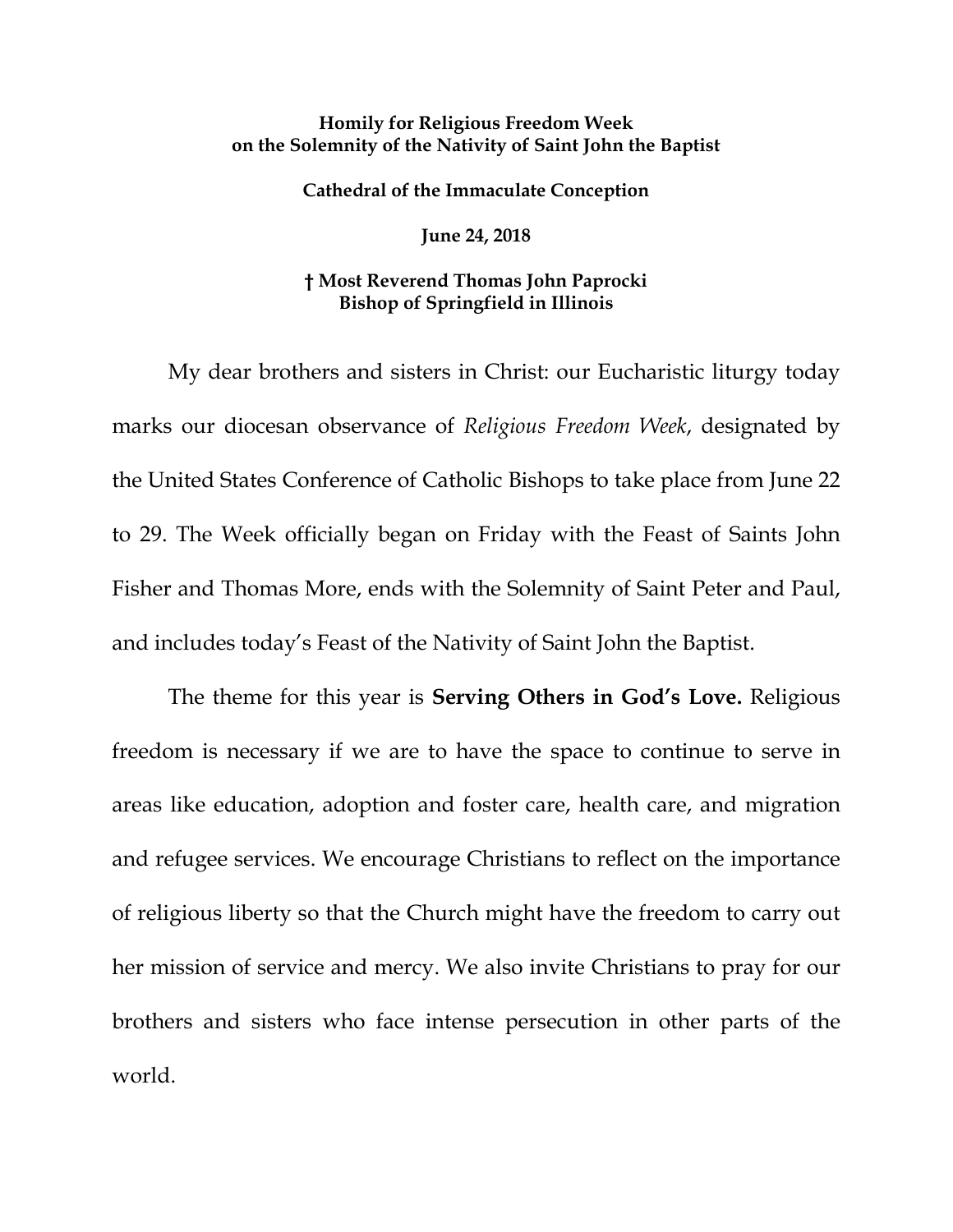**Homily for Religious Freedom Week**
**on the Solemnity of the Nativity of Saint John the Baptist**

**Cathedral of the Immaculate Conception**

**June 24, 2018**

**† Most Reverend Thomas John Paprocki**
**Bishop of Springfield in Illinois**

My dear brothers and sisters in Christ: our Eucharistic liturgy today marks our diocesan observance of *Religious Freedom Week*, designated by the United States Conference of Catholic Bishops to take place from June 22 to 29. The Week officially began on Friday with the Feast of Saints John Fisher and Thomas More, ends with the Solemnity of Saint Peter and Paul, and includes today's Feast of the Nativity of Saint John the Baptist.

The theme for this year is **Serving Others in God's Love.** Religious freedom is necessary if we are to have the space to continue to serve in areas like education, adoption and foster care, health care, and migration and refugee services. We encourage Christians to reflect on the importance of religious liberty so that the Church might have the freedom to carry out her mission of service and mercy. We also invite Christians to pray for our brothers and sisters who face intense persecution in other parts of the world.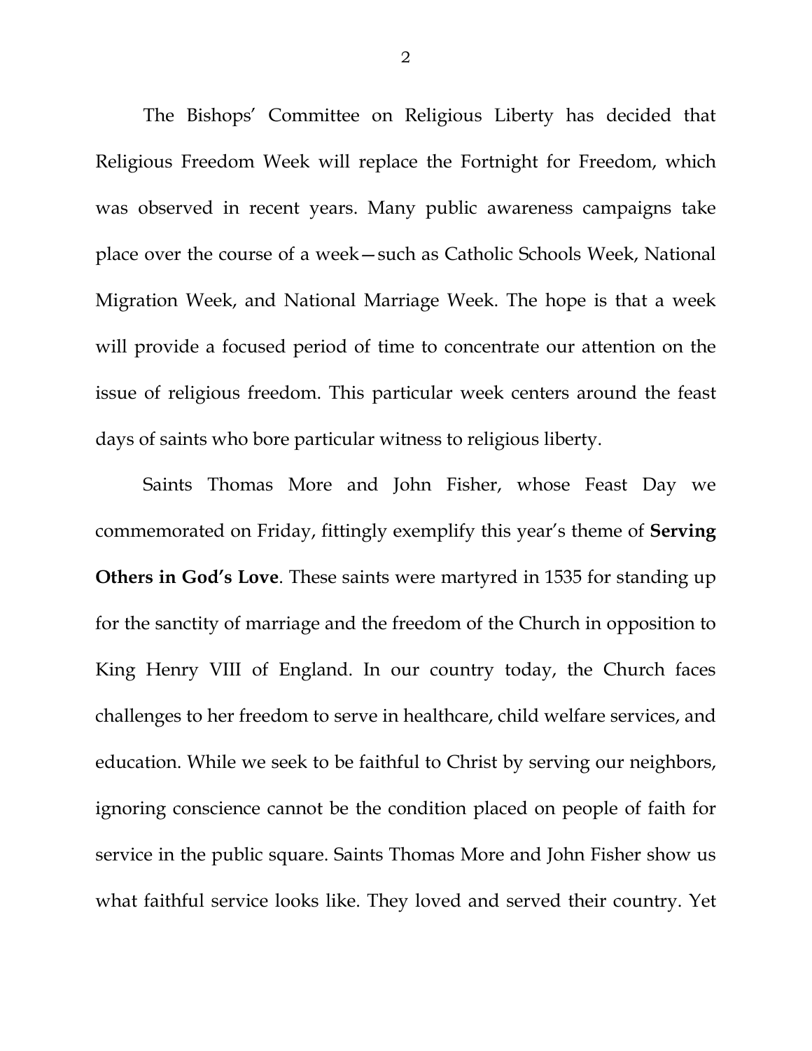The Bishops' Committee on Religious Liberty has decided that Religious Freedom Week will replace the Fortnight for Freedom, which was observed in recent years. Many public awareness campaigns take place over the course of a week—such as Catholic Schools Week, National Migration Week, and National Marriage Week. The hope is that a week will provide a focused period of time to concentrate our attention on the issue of religious freedom. This particular week centers around the feast days of saints who bore particular witness to religious liberty.

Saints Thomas More and John Fisher, whose Feast Day we commemorated on Friday, fittingly exemplify this year's theme of **Serving Others in God's Love**. These saints were martyred in 1535 for standing up for the sanctity of marriage and the freedom of the Church in opposition to King Henry VIII of England. In our country today, the Church faces challenges to her freedom to serve in healthcare, child welfare services, and education. While we seek to be faithful to Christ by serving our neighbors, ignoring conscience cannot be the condition placed on people of faith for service in the public square. Saints Thomas More and John Fisher show us what faithful service looks like. They loved and served their country. Yet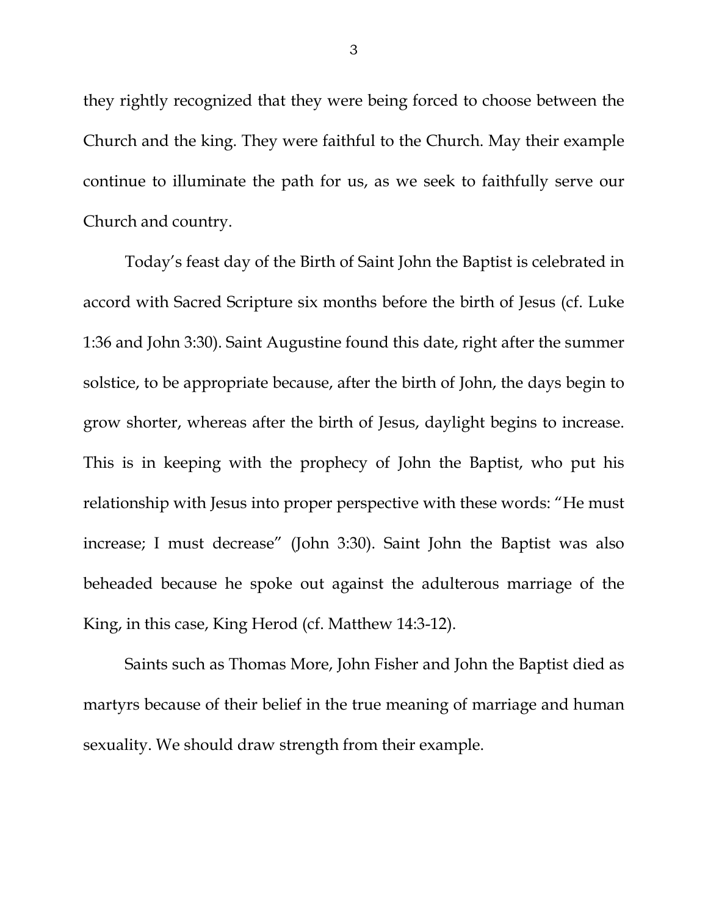they rightly recognized that they were being forced to choose between the Church and the king. They were faithful to the Church. May their example continue to illuminate the path for us, as we seek to faithfully serve our Church and country.

Today's feast day of the Birth of Saint John the Baptist is celebrated in accord with Sacred Scripture six months before the birth of Jesus (cf. Luke 1:36 and John 3:30). Saint Augustine found this date, right after the summer solstice, to be appropriate because, after the birth of John, the days begin to grow shorter, whereas after the birth of Jesus, daylight begins to increase. This is in keeping with the prophecy of John the Baptist, who put his relationship with Jesus into proper perspective with these words: "He must increase; I must decrease" (John 3:30). Saint John the Baptist was also beheaded because he spoke out against the adulterous marriage of the King, in this case, King Herod (cf. Matthew 14:3-12).

Saints such as Thomas More, John Fisher and John the Baptist died as martyrs because of their belief in the true meaning of marriage and human sexuality. We should draw strength from their example.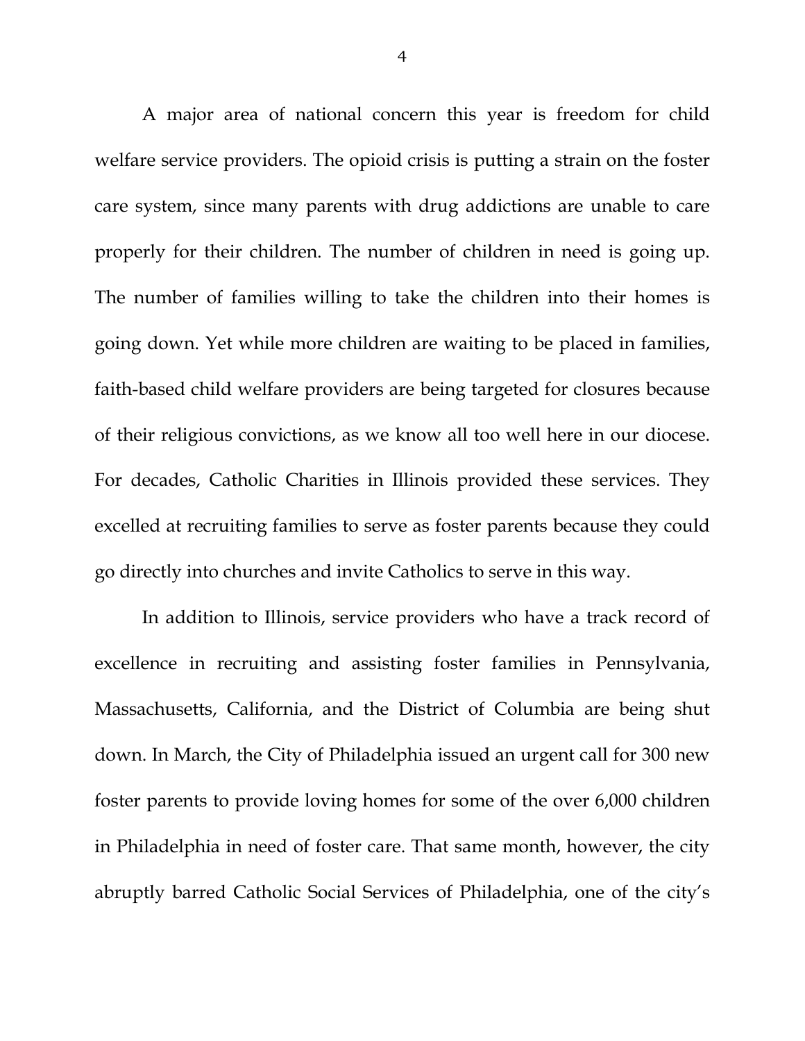A major area of national concern this year is freedom for child welfare service providers. The opioid crisis is putting a strain on the foster care system, since many parents with drug addictions are unable to care properly for their children. The number of children in need is going up. The number of families willing to take the children into their homes is going down. Yet while more children are waiting to be placed in families, faith-based child welfare providers are being targeted for closures because of their religious convictions, as we know all too well here in our diocese. For decades, Catholic Charities in Illinois provided these services. They excelled at recruiting families to serve as foster parents because they could go directly into churches and invite Catholics to serve in this way.

In addition to Illinois, service providers who have a track record of excellence in recruiting and assisting foster families in Pennsylvania, Massachusetts, California, and the District of Columbia are being shut down. In March, the City of Philadelphia issued an urgent call for 300 new foster parents to provide loving homes for some of the over 6,000 children in Philadelphia in need of foster care. That same month, however, the city abruptly barred Catholic Social Services of Philadelphia, one of the city's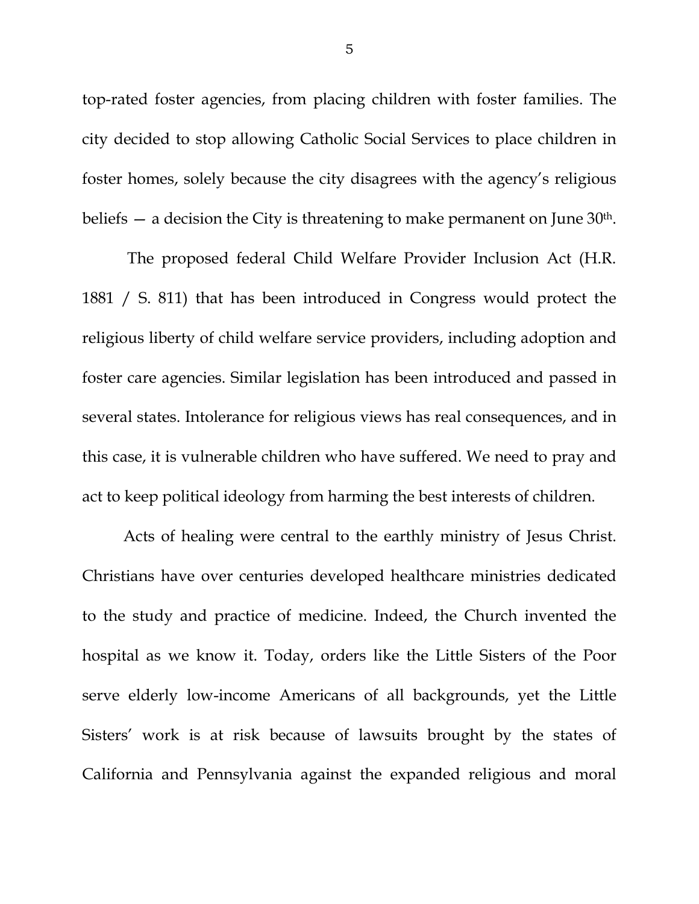top-rated foster agencies, from placing children with foster families. The city decided to stop allowing Catholic Social Services to place children in foster homes, solely because the city disagrees with the agency's religious beliefs — a decision the City is threatening to make permanent on June 30th.

The proposed federal Child Welfare Provider Inclusion Act (H.R. 1881 / S. 811) that has been introduced in Congress would protect the religious liberty of child welfare service providers, including adoption and foster care agencies. Similar legislation has been introduced and passed in several states. Intolerance for religious views has real consequences, and in this case, it is vulnerable children who have suffered. We need to pray and act to keep political ideology from harming the best interests of children.

Acts of healing were central to the earthly ministry of Jesus Christ. Christians have over centuries developed healthcare ministries dedicated to the study and practice of medicine. Indeed, the Church invented the hospital as we know it. Today, orders like the Little Sisters of the Poor serve elderly low-income Americans of all backgrounds, yet the Little Sisters' work is at risk because of lawsuits brought by the states of California and Pennsylvania against the expanded religious and moral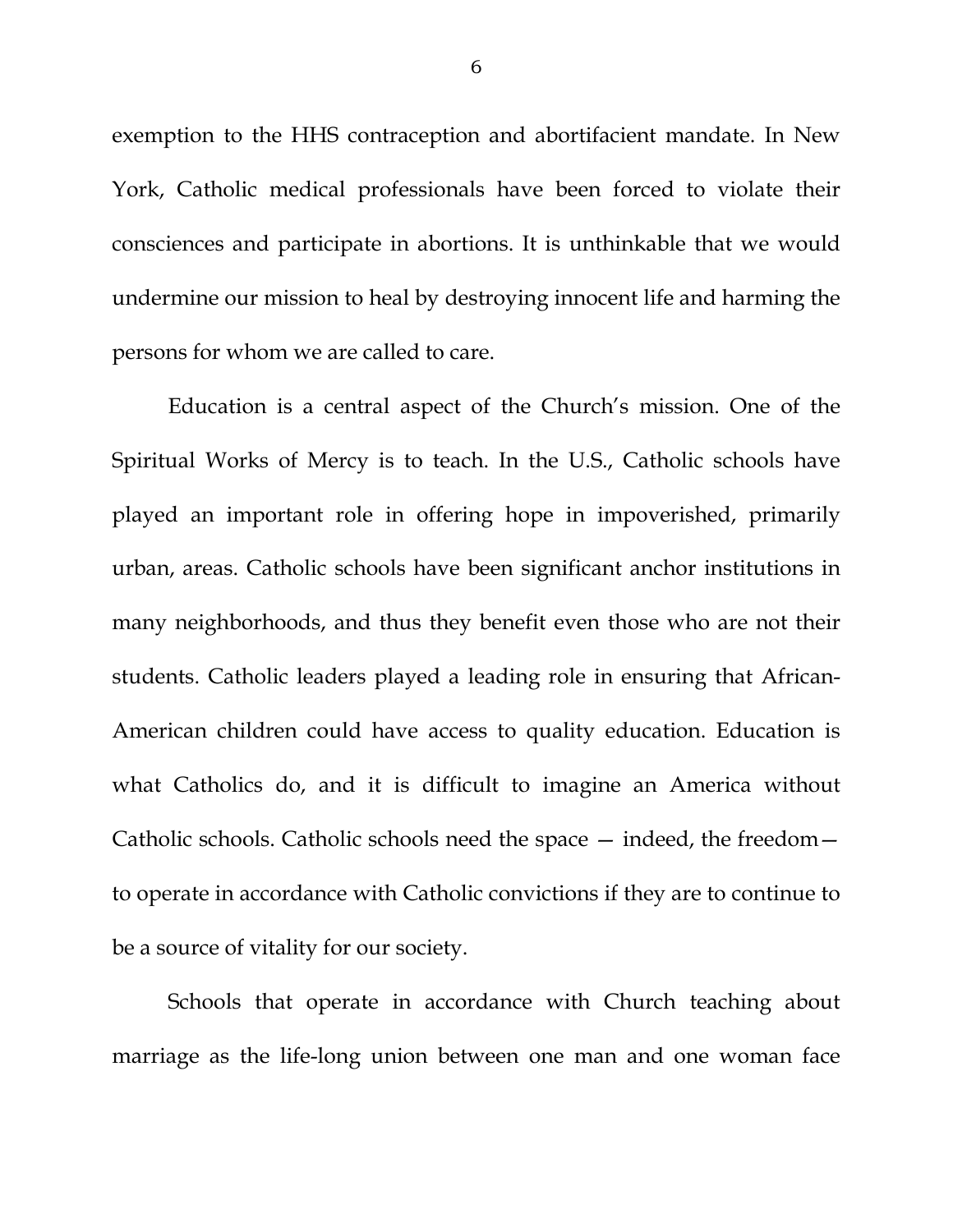exemption to the HHS contraception and abortifacient mandate. In New York, Catholic medical professionals have been forced to violate their consciences and participate in abortions. It is unthinkable that we would undermine our mission to heal by destroying innocent life and harming the persons for whom we are called to care.

Education is a central aspect of the Church's mission. One of the Spiritual Works of Mercy is to teach. In the U.S., Catholic schools have played an important role in offering hope in impoverished, primarily urban, areas. Catholic schools have been significant anchor institutions in many neighborhoods, and thus they benefit even those who are not their students. Catholic leaders played a leading role in ensuring that African-American children could have access to quality education. Education is what Catholics do, and it is difficult to imagine an America without Catholic schools. Catholic schools need the space — indeed, the freedom— to operate in accordance with Catholic convictions if they are to continue to be a source of vitality for our society.

Schools that operate in accordance with Church teaching about marriage as the life-long union between one man and one woman face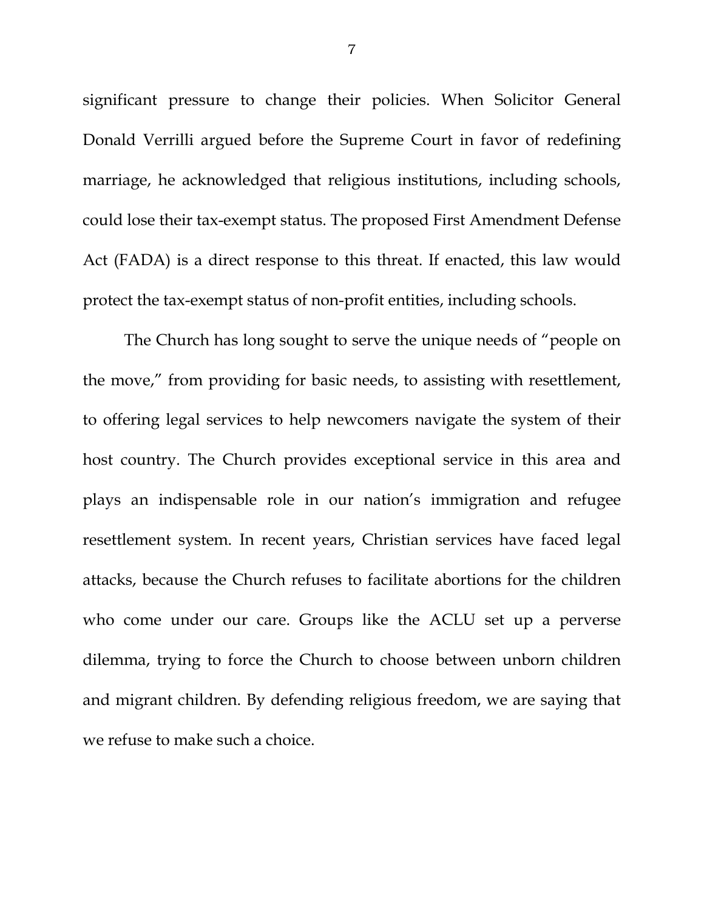significant pressure to change their policies. When Solicitor General Donald Verrilli argued before the Supreme Court in favor of redefining marriage, he acknowledged that religious institutions, including schools, could lose their tax-exempt status. The proposed First Amendment Defense Act (FADA) is a direct response to this threat. If enacted, this law would protect the tax-exempt status of non-profit entities, including schools.

The Church has long sought to serve the unique needs of "people on the move," from providing for basic needs, to assisting with resettlement, to offering legal services to help newcomers navigate the system of their host country. The Church provides exceptional service in this area and plays an indispensable role in our nation's immigration and refugee resettlement system. In recent years, Christian services have faced legal attacks, because the Church refuses to facilitate abortions for the children who come under our care. Groups like the ACLU set up a perverse dilemma, trying to force the Church to choose between unborn children and migrant children. By defending religious freedom, we are saying that we refuse to make such a choice.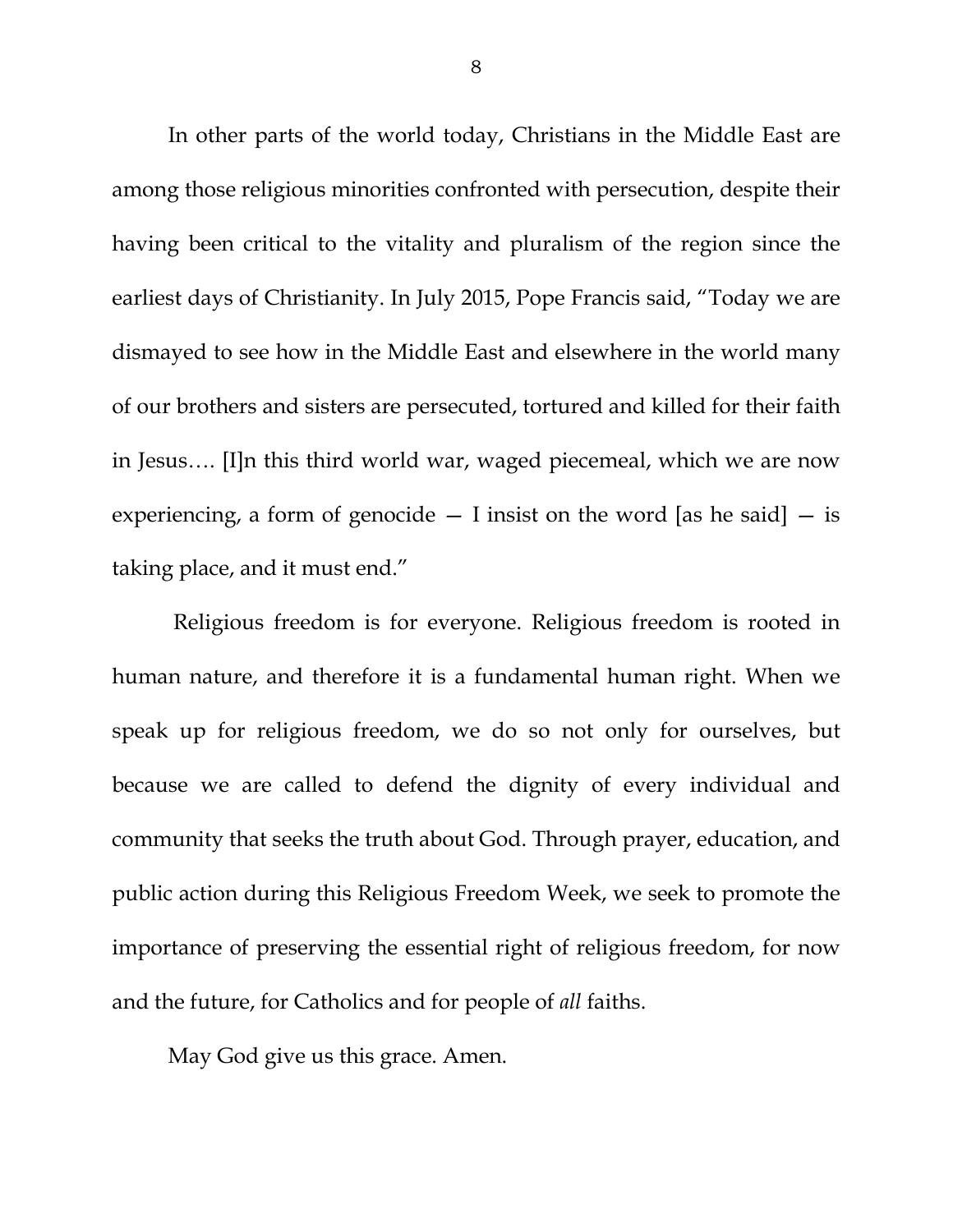In other parts of the world today, Christians in the Middle East are among those religious minorities confronted with persecution, despite their having been critical to the vitality and pluralism of the region since the earliest days of Christianity. In July 2015, Pope Francis said, "Today we are dismayed to see how in the Middle East and elsewhere in the world many of our brothers and sisters are persecuted, tortured and killed for their faith in Jesus…. [I]n this third world war, waged piecemeal, which we are now experiencing, a form of genocide — I insist on the word [as he said] — is taking place, and it must end."

Religious freedom is for everyone. Religious freedom is rooted in human nature, and therefore it is a fundamental human right. When we speak up for religious freedom, we do so not only for ourselves, but because we are called to defend the dignity of every individual and community that seeks the truth about God. Through prayer, education, and public action during this Religious Freedom Week, we seek to promote the importance of preserving the essential right of religious freedom, for now and the future, for Catholics and for people of *all* faiths.

May God give us this grace. Amen.